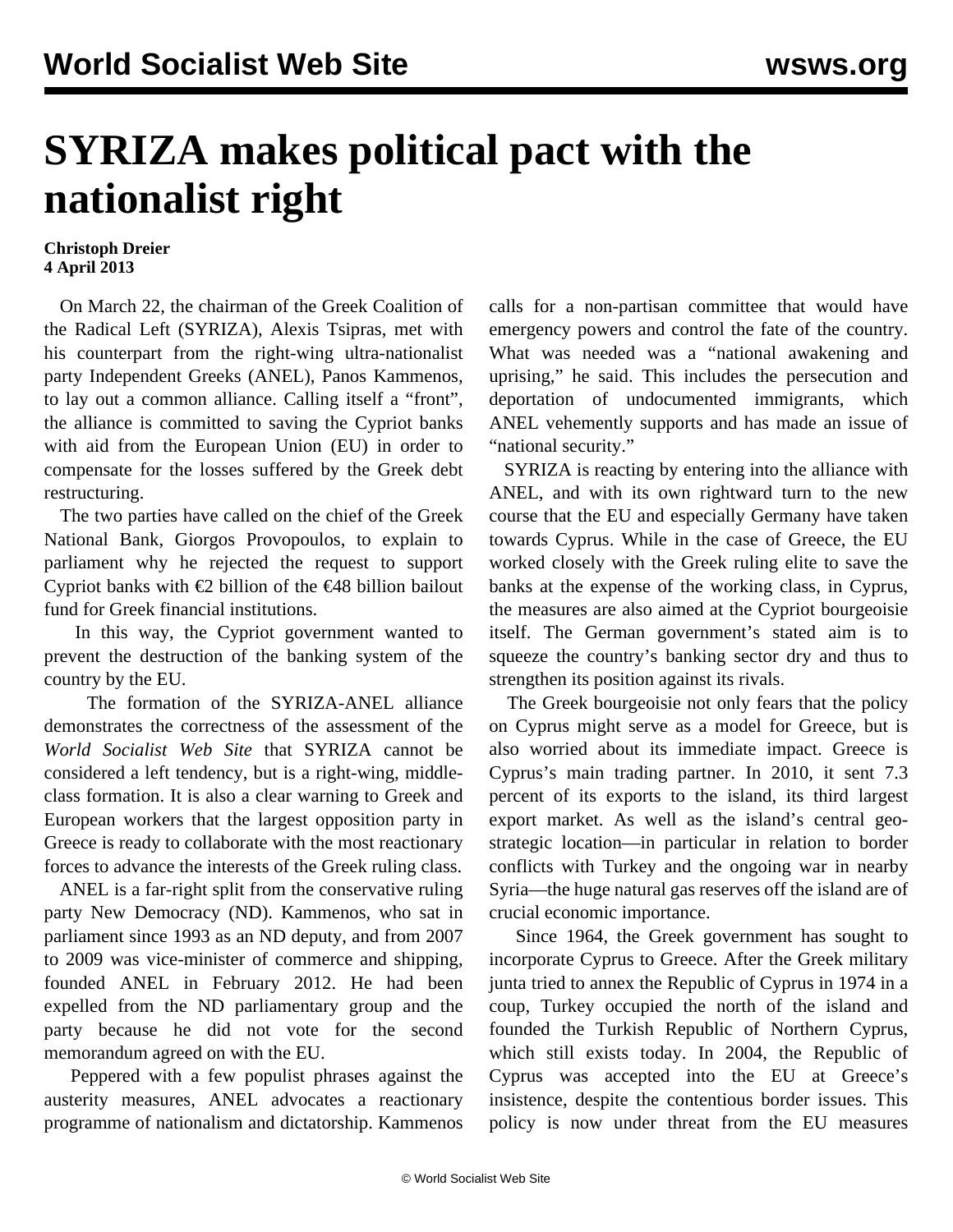# SYRIZA makes political pact with the nationalist right

**Christoph Dreier**
**4 April 2013**

On March 22, the chairman of the Greek Coalition of the Radical Left (SYRIZA), Alexis Tsipras, met with his counterpart from the right-wing ultra-nationalist party Independent Greeks (ANEL), Panos Kammenos, to lay out a common alliance. Calling itself a "front", the alliance is committed to saving the Cypriot banks with aid from the European Union (EU) in order to compensate for the losses suffered by the Greek debt restructuring.

The two parties have called on the chief of the Greek National Bank, Giorgos Provopoulos, to explain to parliament why he rejected the request to support Cypriot banks with €2 billion of the €48 billion bailout fund for Greek financial institutions.

In this way, the Cypriot government wanted to prevent the destruction of the banking system of the country by the EU.

The formation of the SYRIZA-ANEL alliance demonstrates the correctness of the assessment of the *World Socialist Web Site* that SYRIZA cannot be considered a left tendency, but is a right-wing, middle-class formation. It is also a clear warning to Greek and European workers that the largest opposition party in Greece is ready to collaborate with the most reactionary forces to advance the interests of the Greek ruling class.

ANEL is a far-right split from the conservative ruling party New Democracy (ND). Kammenos, who sat in parliament since 1993 as an ND deputy, and from 2007 to 2009 was vice-minister of commerce and shipping, founded ANEL in February 2012. He had been expelled from the ND parliamentary group and the party because he did not vote for the second memorandum agreed on with the EU.

Peppered with a few populist phrases against the austerity measures, ANEL advocates a reactionary programme of nationalism and dictatorship. Kammenos calls for a non-partisan committee that would have emergency powers and control the fate of the country. What was needed was a "national awakening and uprising," he said. This includes the persecution and deportation of undocumented immigrants, which ANEL vehemently supports and has made an issue of "national security."

SYRIZA is reacting by entering into the alliance with ANEL, and with its own rightward turn to the new course that the EU and especially Germany have taken towards Cyprus. While in the case of Greece, the EU worked closely with the Greek ruling elite to save the banks at the expense of the working class, in Cyprus, the measures are also aimed at the Cypriot bourgeoisie itself. The German government's stated aim is to squeeze the country's banking sector dry and thus to strengthen its position against its rivals.

The Greek bourgeoisie not only fears that the policy on Cyprus might serve as a model for Greece, but is also worried about its immediate impact. Greece is Cyprus's main trading partner. In 2010, it sent 7.3 percent of its exports to the island, its third largest export market. As well as the island's central geo-strategic location—in particular in relation to border conflicts with Turkey and the ongoing war in nearby Syria—the huge natural gas reserves off the island are of crucial economic importance.

Since 1964, the Greek government has sought to incorporate Cyprus to Greece. After the Greek military junta tried to annex the Republic of Cyprus in 1974 in a coup, Turkey occupied the north of the island and founded the Turkish Republic of Northern Cyprus, which still exists today. In 2004, the Republic of Cyprus was accepted into the EU at Greece's insistence, despite the contentious border issues. This policy is now under threat from the EU measures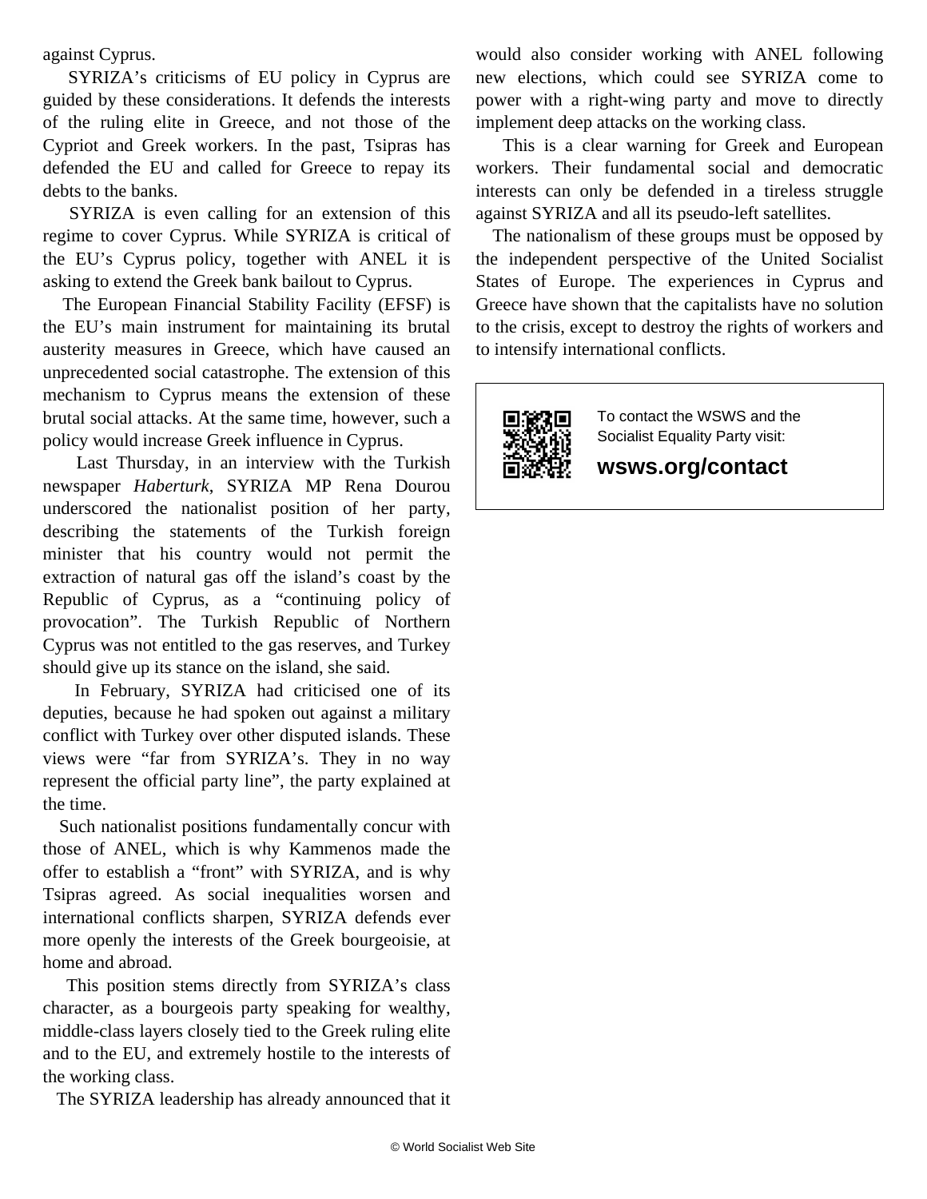against Cyprus.

SYRIZA's criticisms of EU policy in Cyprus are guided by these considerations. It defends the interests of the ruling elite in Greece, and not those of the Cypriot and Greek workers. In the past, Tsipras has defended the EU and called for Greece to repay its debts to the banks.

SYRIZA is even calling for an extension of this regime to cover Cyprus. While SYRIZA is critical of the EU's Cyprus policy, together with ANEL it is asking to extend the Greek bank bailout to Cyprus.

The European Financial Stability Facility (EFSF) is the EU's main instrument for maintaining its brutal austerity measures in Greece, which have caused an unprecedented social catastrophe. The extension of this mechanism to Cyprus means the extension of these brutal social attacks. At the same time, however, such a policy would increase Greek influence in Cyprus.

Last Thursday, in an interview with the Turkish newspaper *Haberturk*, SYRIZA MP Rena Dourou underscored the nationalist position of her party, describing the statements of the Turkish foreign minister that his country would not permit the extraction of natural gas off the island's coast by the Republic of Cyprus, as a "continuing policy of provocation". The Turkish Republic of Northern Cyprus was not entitled to the gas reserves, and Turkey should give up its stance on the island, she said.

In February, SYRIZA had criticised one of its deputies, because he had spoken out against a military conflict with Turkey over other disputed islands. These views were "far from SYRIZA's. They in no way represent the official party line", the party explained at the time.

Such nationalist positions fundamentally concur with those of ANEL, which is why Kammenos made the offer to establish a "front" with SYRIZA, and is why Tsipras agreed. As social inequalities worsen and international conflicts sharpen, SYRIZA defends ever more openly the interests of the Greek bourgeoisie, at home and abroad.

This position stems directly from SYRIZA's class character, as a bourgeois party speaking for wealthy, middle-class layers closely tied to the Greek ruling elite and to the EU, and extremely hostile to the interests of the working class.

The SYRIZA leadership has already announced that it would also consider working with ANEL following new elections, which could see SYRIZA come to power with a right-wing party and move to directly implement deep attacks on the working class.

This is a clear warning for Greek and European workers. Their fundamental social and democratic interests can only be defended in a tireless struggle against SYRIZA and all its pseudo-left satellites.

The nationalism of these groups must be opposed by the independent perspective of the United Socialist States of Europe. The experiences in Cyprus and Greece have shown that the capitalists have no solution to the crisis, except to destroy the rights of workers and to intensify international conflicts.

To contact the WSWS and the Socialist Equality Party visit:

**wsws.org/contact**